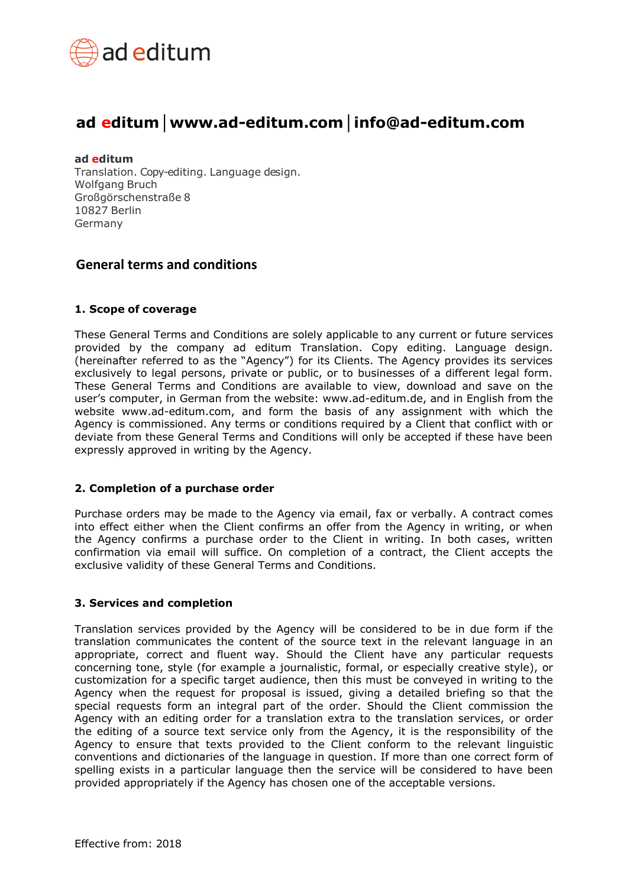ad editum

# ad editum | www.ad-editum.com | info@ad-editum.com

**ad editum**
Translation. Copy-editing. Language design.
Wolfgang Bruch
Großgörschenstraße 8
10827 Berlin
Germany

## General terms and conditions

### 1. Scope of coverage

These General Terms and Conditions are solely applicable to any current or future services provided by the company ad editum Translation. Copy editing. Language design. (hereinafter referred to as the "Agency") for its Clients. The Agency provides its services exclusively to legal persons, private or public, or to businesses of a different legal form. These General Terms and Conditions are available to view, download and save on the user's computer, in German from the website: www.ad-editum.de, and in English from the website www.ad-editum.com, and form the basis of any assignment with which the Agency is commissioned. Any terms or conditions required by a Client that conflict with or deviate from these General Terms and Conditions will only be accepted if these have been expressly approved in writing by the Agency.

### 2. Completion of a purchase order

Purchase orders may be made to the Agency via email, fax or verbally. A contract comes into effect either when the Client confirms an offer from the Agency in writing, or when the Agency confirms a purchase order to the Client in writing. In both cases, written confirmation via email will suffice. On completion of a contract, the Client accepts the exclusive validity of these General Terms and Conditions.

### 3. Services and completion

Translation services provided by the Agency will be considered to be in due form if the translation communicates the content of the source text in the relevant language in an appropriate, correct and fluent way. Should the Client have any particular requests concerning tone, style (for example a journalistic, formal, or especially creative style), or customization for a specific target audience, then this must be conveyed in writing to the Agency when the request for proposal is issued, giving a detailed briefing so that the special requests form an integral part of the order. Should the Client commission the Agency with an editing order for a translation extra to the translation services, or order the editing of a source text service only from the Agency, it is the responsibility of the Agency to ensure that texts provided to the Client conform to the relevant linguistic conventions and dictionaries of the language in question. If more than one correct form of spelling exists in a particular language then the service will be considered to have been provided appropriately if the Agency has chosen one of the acceptable versions.

Effective from: 2018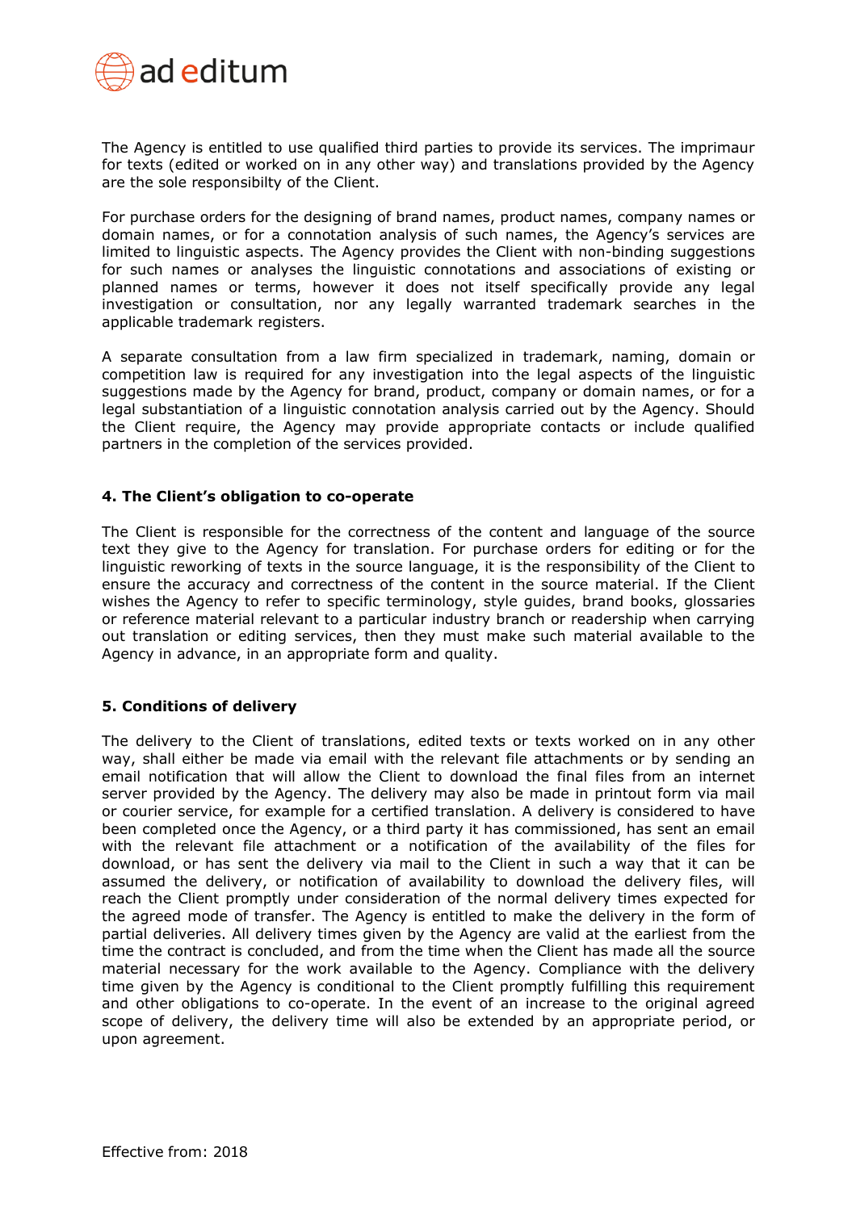The Agency is entitled to use qualified third parties to provide its services. The imprimaur for texts (edited or worked on in any other way) and translations provided by the Agency are the sole responsibilty of the Client.

For purchase orders for the designing of brand names, product names, company names or domain names, or for a connotation analysis of such names, the Agency's services are limited to linguistic aspects. The Agency provides the Client with non-binding suggestions for such names or analyses the linguistic connotations and associations of existing or planned names or terms, however it does not itself specifically provide any legal investigation or consultation, nor any legally warranted trademark searches in the applicable trademark registers.

A separate consultation from a law firm specialized in trademark, naming, domain or competition law is required for any investigation into the legal aspects of the linguistic suggestions made by the Agency for brand, product, company or domain names, or for a legal substantiation of a linguistic connotation analysis carried out by the Agency. Should the Client require, the Agency may provide appropriate contacts or include qualified partners in the completion of the services provided.

### 4. The Client's obligation to co-operate

The Client is responsible for the correctness of the content and language of the source text they give to the Agency for translation. For purchase orders for editing or for the linguistic reworking of texts in the source language, it is the responsibility of the Client to ensure the accuracy and correctness of the content in the source material. If the Client wishes the Agency to refer to specific terminology, style guides, brand books, glossaries or reference material relevant to a particular industry branch or readership when carrying out translation or editing services, then they must make such material available to the Agency in advance, in an appropriate form and quality.

### 5. Conditions of delivery

The delivery to the Client of translations, edited texts or texts worked on in any other way, shall either be made via email with the relevant file attachments or by sending an email notification that will allow the Client to download the final files from an internet server provided by the Agency. The delivery may also be made in printout form via mail or courier service, for example for a certified translation. A delivery is considered to have been completed once the Agency, or a third party it has commissioned, has sent an email with the relevant file attachment or a notification of the availability of the files for download, or has sent the delivery via mail to the Client in such a way that it can be assumed the delivery, or notification of availability to download the delivery files, will reach the Client promptly under consideration of the normal delivery times expected for the agreed mode of transfer. The Agency is entitled to make the delivery in the form of partial deliveries. All delivery times given by the Agency are valid at the earliest from the time the contract is concluded, and from the time when the Client has made all the source material necessary for the work available to the Agency. Compliance with the delivery time given by the Agency is conditional to the Client promptly fulfilling this requirement and other obligations to co-operate. In the event of an increase to the original agreed scope of delivery, the delivery time will also be extended by an appropriate period, or upon agreement.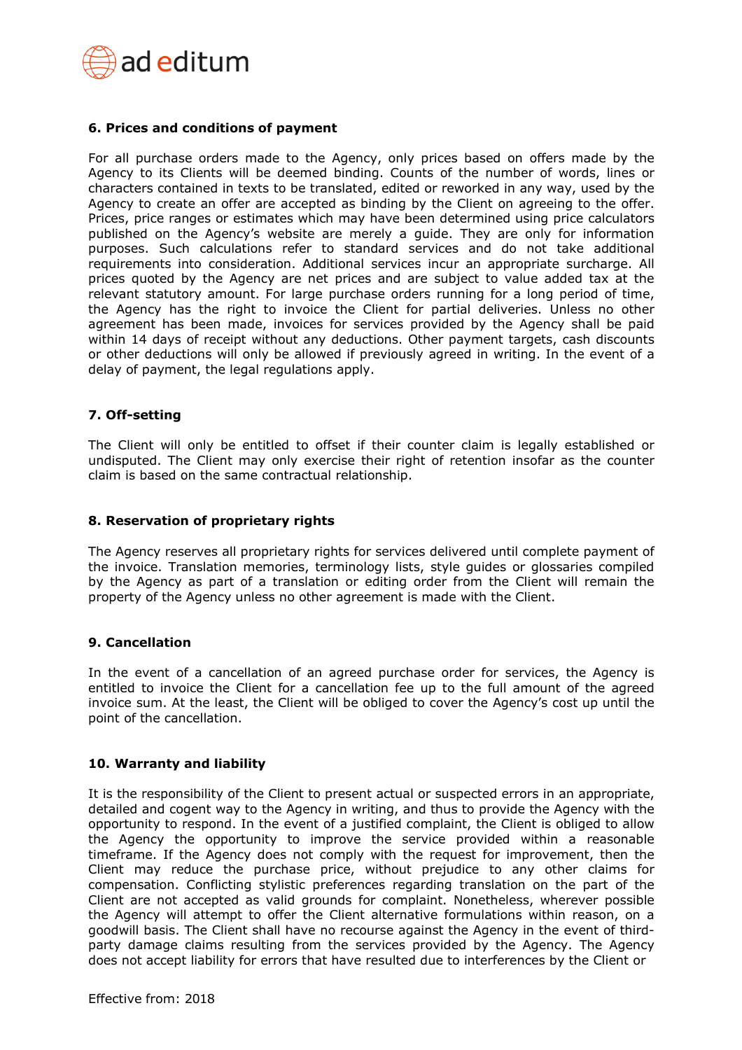## 6. Prices and conditions of payment

For all purchase orders made to the Agency, only prices based on offers made by the Agency to its Clients will be deemed binding. Counts of the number of words, lines or characters contained in texts to be translated, edited or reworked in any way, used by the Agency to create an offer are accepted as binding by the Client on agreeing to the offer. Prices, price ranges or estimates which may have been determined using price calculators published on the Agency's website are merely a guide. They are only for information purposes. Such calculations refer to standard services and do not take additional requirements into consideration. Additional services incur an appropriate surcharge. All prices quoted by the Agency are net prices and are subject to value added tax at the relevant statutory amount. For large purchase orders running for a long period of time, the Agency has the right to invoice the Client for partial deliveries. Unless no other agreement has been made, invoices for services provided by the Agency shall be paid within 14 days of receipt without any deductions. Other payment targets, cash discounts or other deductions will only be allowed if previously agreed in writing. In the event of a delay of payment, the legal regulations apply.

## 7. Off-setting

The Client will only be entitled to offset if their counter claim is legally established or undisputed. The Client may only exercise their right of retention insofar as the counter claim is based on the same contractual relationship.

## 8. Reservation of proprietary rights

The Agency reserves all proprietary rights for services delivered until complete payment of the invoice. Translation memories, terminology lists, style guides or glossaries compiled by the Agency as part of a translation or editing order from the Client will remain the property of the Agency unless no other agreement is made with the Client.

## 9. Cancellation

In the event of a cancellation of an agreed purchase order for services, the Agency is entitled to invoice the Client for a cancellation fee up to the full amount of the agreed invoice sum. At the least, the Client will be obliged to cover the Agency's cost up until the point of the cancellation.

## 10. Warranty and liability

It is the responsibility of the Client to present actual or suspected errors in an appropriate, detailed and cogent way to the Agency in writing, and thus to provide the Agency with the opportunity to respond. In the event of a justified complaint, the Client is obliged to allow the Agency the opportunity to improve the service provided within a reasonable timeframe. If the Agency does not comply with the request for improvement, then the Client may reduce the purchase price, without prejudice to any other claims for compensation. Conflicting stylistic preferences regarding translation on the part of the Client are not accepted as valid grounds for complaint. Nonetheless, wherever possible the Agency will attempt to offer the Client alternative formulations within reason, on a goodwill basis. The Client shall have no recourse against the Agency in the event of third-party damage claims resulting from the services provided by the Agency. The Agency does not accept liability for errors that have resulted due to interferences by the Client or

Effective from: 2018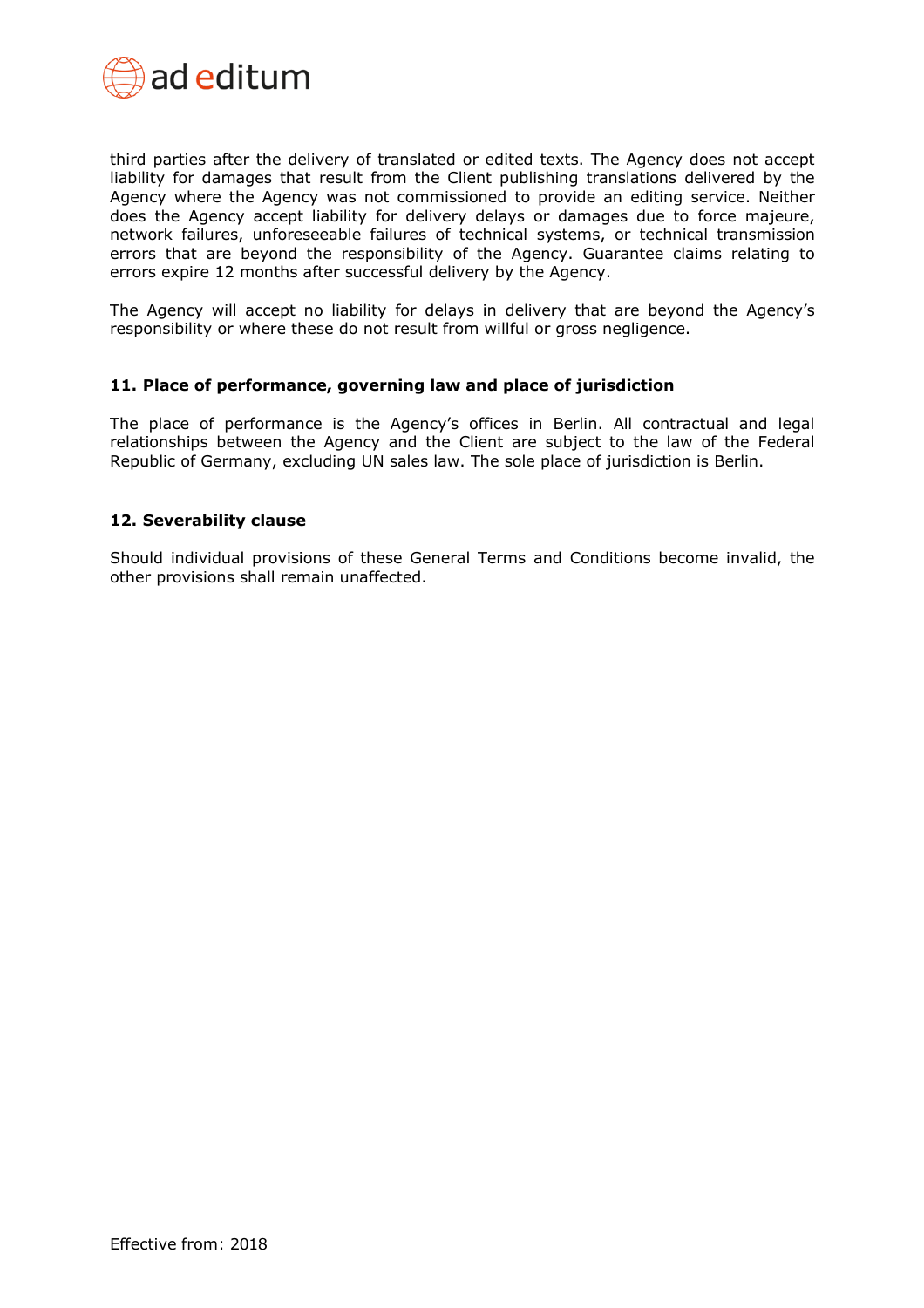third parties after the delivery of translated or edited texts. The Agency does not accept liability for damages that result from the Client publishing translations delivered by the Agency where the Agency was not commissioned to provide an editing service. Neither does the Agency accept liability for delivery delays or damages due to force majeure, network failures, unforeseeable failures of technical systems, or technical transmission errors that are beyond the responsibility of the Agency. Guarantee claims relating to errors expire 12 months after successful delivery by the Agency.

The Agency will accept no liability for delays in delivery that are beyond the Agency's responsibility or where these do not result from willful or gross negligence.

### 11. Place of performance, governing law and place of jurisdiction

The place of performance is the Agency's offices in Berlin. All contractual and legal relationships between the Agency and the Client are subject to the law of the Federal Republic of Germany, excluding UN sales law. The sole place of jurisdiction is Berlin.

### 12. Severability clause

Should individual provisions of these General Terms and Conditions become invalid, the other provisions shall remain unaffected.

Effective from: 2018